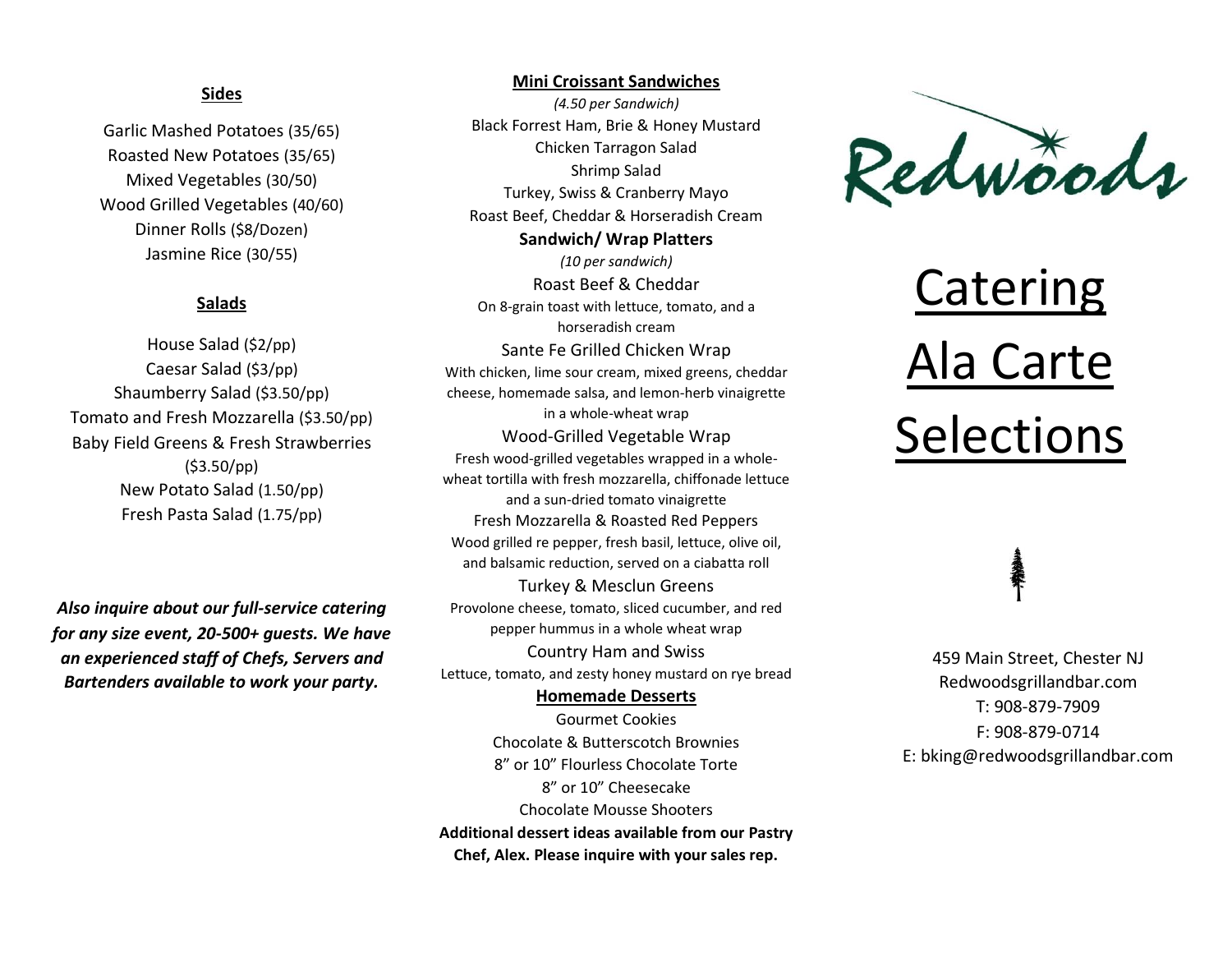## Sides

Garlic Mashed Potatoes (35/65)
Roasted New Potatoes (35/65)
Mixed Vegetables (30/50)
Wood Grilled Vegetables (40/60)
Dinner Rolls ($8/Dozen)
Jasmine Rice (30/55)

## Salads

House Salad ($2/pp)
Caesar Salad ($3/pp)
Shaumberry Salad ($3.50/pp)
Tomato and Fresh Mozzarella ($3.50/pp)
Baby Field Greens & Fresh Strawberries ($3.50/pp)
New Potato Salad (1.50/pp)
Fresh Pasta Salad (1.75/pp)

***Also inquire about our full-service catering for any size event, 20-500+ guests. We have an experienced staff of Chefs, Servers and Bartenders available to work your party.***

## Mini Croissant Sandwiches

*(4.50 per Sandwich)*

Black Forrest Ham, Brie & Honey Mustard
Chicken Tarragon Salad
Shrimp Salad
Turkey, Swiss & Cranberry Mayo
Roast Beef, Cheddar & Horseradish Cream

**Sandwich/ Wrap Platters**

*(10 per sandwich)*

Roast Beef & Cheddar
On 8-grain toast with lettuce, tomato, and a horseradish cream

Sante Fe Grilled Chicken Wrap
With chicken, lime sour cream, mixed greens, cheddar cheese, homemade salsa, and lemon-herb vinaigrette in a whole-wheat wrap

Wood-Grilled Vegetable Wrap
Fresh wood-grilled vegetables wrapped in a whole-wheat tortilla with fresh mozzarella, chiffonade lettuce and a sun-dried tomato vinaigrette

Fresh Mozzarella & Roasted Red Peppers
Wood grilled re pepper, fresh basil, lettuce, olive oil, and balsamic reduction, served on a ciabatta roll

Turkey & Mesclun Greens
Provolone cheese, tomato, sliced cucumber, and red pepper hummus in a whole wheat wrap

Country Ham and Swiss
Lettuce, tomato, and zesty honey mustard on rye bread

## Homemade Desserts

Gourmet Cookies
Chocolate & Butterscotch Brownies
8" or 10" Flourless Chocolate Torte
8" or 10" Cheesecake
Chocolate Mousse Shooters

**Additional dessert ideas available from our Pastry Chef, Alex. Please inquire with your sales rep.**

# Redwoods

# Catering Ala Carte Selections

459 Main Street, Chester NJ
Redwoodsgrillandbar.com
T: 908-879-7909
F: 908-879-0714
E: bking@redwoodsgrillandbar.com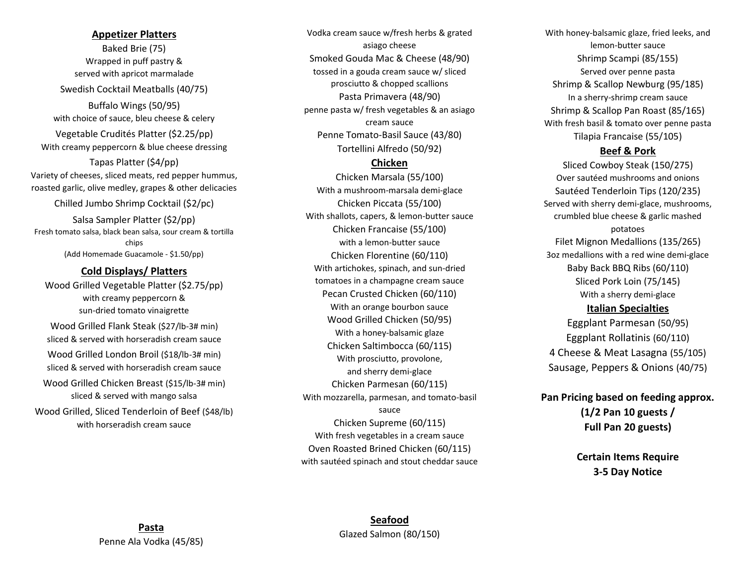## Appetizer Platters

Baked Brie (75)
Wrapped in puff pastry &
served with apricot marmalade

Swedish Cocktail Meatballs (40/75)

Buffalo Wings (50/95)
with choice of sauce, bleu cheese & celery

Vegetable Crudités Platter ($2.25/pp)
With creamy peppercorn & blue cheese dressing

Tapas Platter ($4/pp)
Variety of cheeses, sliced meats, red pepper hummus, roasted garlic, olive medley, grapes & other delicacies

Chilled Jumbo Shrimp Cocktail ($2/pc)

Salsa Sampler Platter ($2/pp)
Fresh tomato salsa, black bean salsa, sour cream & tortilla chips
(Add Homemade Guacamole - $1.50/pp)

## Cold Displays/ Platters

Wood Grilled Vegetable Platter ($2.75/pp)
with creamy peppercorn &
sun-dried tomato vinaigrette

Wood Grilled Flank Steak ($27/lb-3# min)
sliced & served with horseradish cream sauce

Wood Grilled London Broil ($18/lb-3# min)
sliced & served with horseradish cream sauce

Wood Grilled Chicken Breast ($15/lb-3# min)
sliced & served with mango salsa

Wood Grilled, Sliced Tenderloin of Beef ($48/lb)
with horseradish cream sauce

## Pasta

Penne Ala Vodka (45/85)
Vodka cream sauce w/fresh herbs & grated asiago cheese

Smoked Gouda Mac & Cheese (48/90)
tossed in a gouda cream sauce w/ sliced prosciutto & chopped scallions

Pasta Primavera (48/90)
penne pasta w/ fresh vegetables & an asiago cream sauce

Penne Tomato-Basil Sauce (43/80)

Tortellini Alfredo (50/92)

## Chicken

Chicken Marsala (55/100)
With a mushroom-marsala demi-glace

Chicken Piccata (55/100)
With shallots, capers, & lemon-butter sauce

Chicken Francaise (55/100)
with a lemon-butter sauce

Chicken Florentine (60/110)
With artichokes, spinach, and sun-dried tomatoes in a champagne cream sauce

Pecan Crusted Chicken (60/110)
With an orange bourbon sauce

Wood Grilled Chicken (50/95)
With a honey-balsamic glaze

Chicken Saltimbocca (60/115)
With prosciutto, provolone,
and sherry demi-glace

Chicken Parmesan (60/115)
With mozzarella, parmesan, and tomato-basil sauce

Chicken Supreme (60/115)
With fresh vegetables in a cream sauce

Oven Roasted Brined Chicken (60/115)
with sautéed spinach and stout cheddar sauce

## Seafood

Glazed Salmon (80/150)
With honey-balsamic glaze, fried leeks, and lemon-butter sauce

Shrimp Scampi (85/155)
Served over penne pasta

Shrimp & Scallop Newburg (95/185)
In a sherry-shrimp cream sauce

Shrimp & Scallop Pan Roast (85/165)
With fresh basil & tomato over penne pasta

Tilapia Francaise (55/105)

## Beef & Pork

Sliced Cowboy Steak (150/275)
Over sautéed mushrooms and onions

Sautéed Tenderloin Tips (120/235)
Served with sherry demi-glace, mushrooms, crumbled blue cheese & garlic mashed potatoes

Filet Mignon Medallions (135/265)
3oz medallions with a red wine demi-glace

Baby Back BBQ Ribs (60/110)

Sliced Pork Loin (75/145)
With a sherry demi-glace

## Italian Specialties

Eggplant Parmesan (50/95)

Eggplant Rollatinis (60/110)

4 Cheese & Meat Lasagna (55/105)

Sausage, Peppers & Onions (40/75)

**Pan Pricing based on feeding approx.**
**(1/2 Pan 10 guests /**
**Full Pan 20 guests)**

**Certain Items Require**
**3-5 Day Notice**